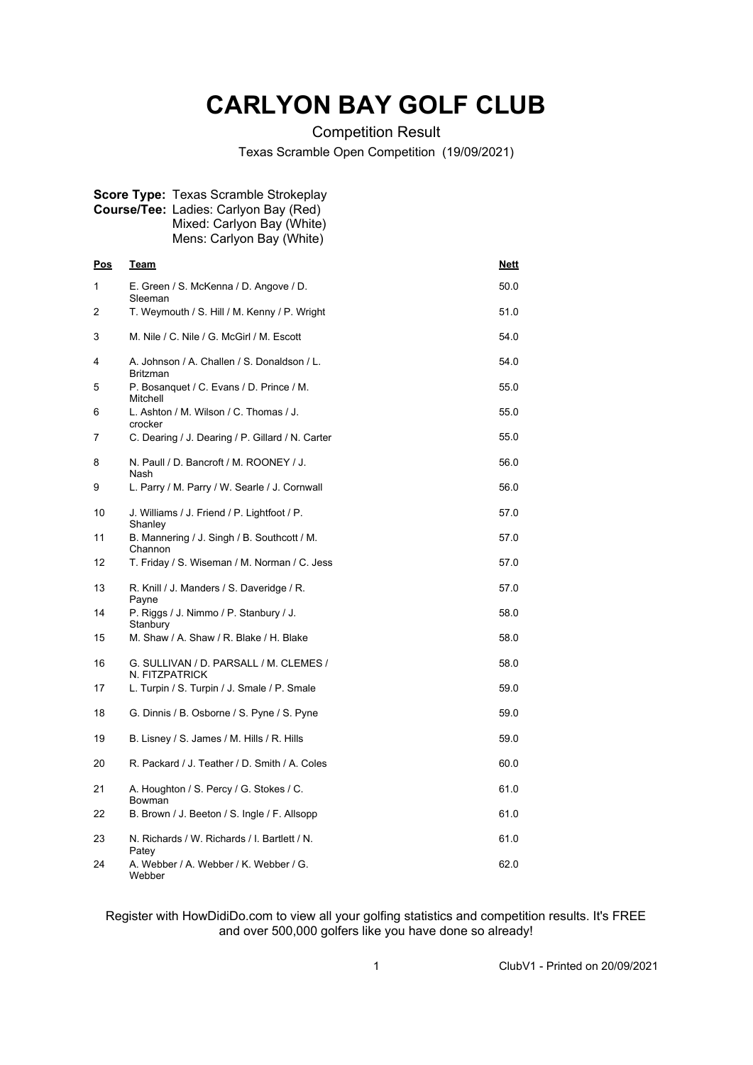# CARLYON BAY GOLF CLUB

Competition Result

Texas Scramble Open Competition (19/09/2021)

**Score Type:** Texas Scramble Strokeplay
**Course/Tee:** Ladies: Carlyon Bay (Red)
Mixed: Carlyon Bay (White)
Mens: Carlyon Bay (White)

| Pos | Team | Nett |
|---|---|---|
| 1 | E. Green / S. McKenna / D. Angove / D. Sleeman | 50.0 |
| 2 | T. Weymouth / S. Hill / M. Kenny / P. Wright | 51.0 |
| 3 | M. Nile / C. Nile / G. McGirl / M. Escott | 54.0 |
| 4 | A. Johnson / A. Challen / S. Donaldson / L. Britzman | 54.0 |
| 5 | P. Bosanquet / C. Evans / D. Prince / M. Mitchell | 55.0 |
| 6 | L. Ashton / M. Wilson / C. Thomas / J. crocker | 55.0 |
| 7 | C. Dearing / J. Dearing / P. Gillard / N. Carter | 55.0 |
| 8 | N. Paull / D. Bancroft / M. ROONEY / J. Nash | 56.0 |
| 9 | L. Parry / M. Parry / W. Searle / J. Cornwall | 56.0 |
| 10 | J. Williams / J. Friend / P. Lightfoot / P. Shanley | 57.0 |
| 11 | B. Mannering / J. Singh / B. Southcott / M. Channon | 57.0 |
| 12 | T. Friday / S. Wiseman / M. Norman / C. Jess | 57.0 |
| 13 | R. Knill / J. Manders / S. Daveridge / R. Payne | 57.0 |
| 14 | P. Riggs / J. Nimmo / P. Stanbury / J. Stanbury | 58.0 |
| 15 | M. Shaw / A. Shaw / R. Blake / H. Blake | 58.0 |
| 16 | G. SULLIVAN / D. PARSALL / M. CLEMES / N. FITZPATRICK | 58.0 |
| 17 | L. Turpin / S. Turpin / J. Smale / P. Smale | 59.0 |
| 18 | G. Dinnis / B. Osborne / S. Pyne / S. Pyne | 59.0 |
| 19 | B. Lisney / S. James / M. Hills / R. Hills | 59.0 |
| 20 | R. Packard / J. Teather / D. Smith / A. Coles | 60.0 |
| 21 | A. Houghton / S. Percy / G. Stokes / C. Bowman | 61.0 |
| 22 | B. Brown / J. Beeton / S. Ingle / F. Allsopp | 61.0 |
| 23 | N. Richards / W. Richards / I. Bartlett / N. Patey | 61.0 |
| 24 | A. Webber / A. Webber / K. Webber / G. Webber | 62.0 |

Register with HowDidiDo.com to view all your golfing statistics and competition results. It's FREE and over 500,000 golfers like you have done so already!

ClubV1 - Printed on 20/09/2021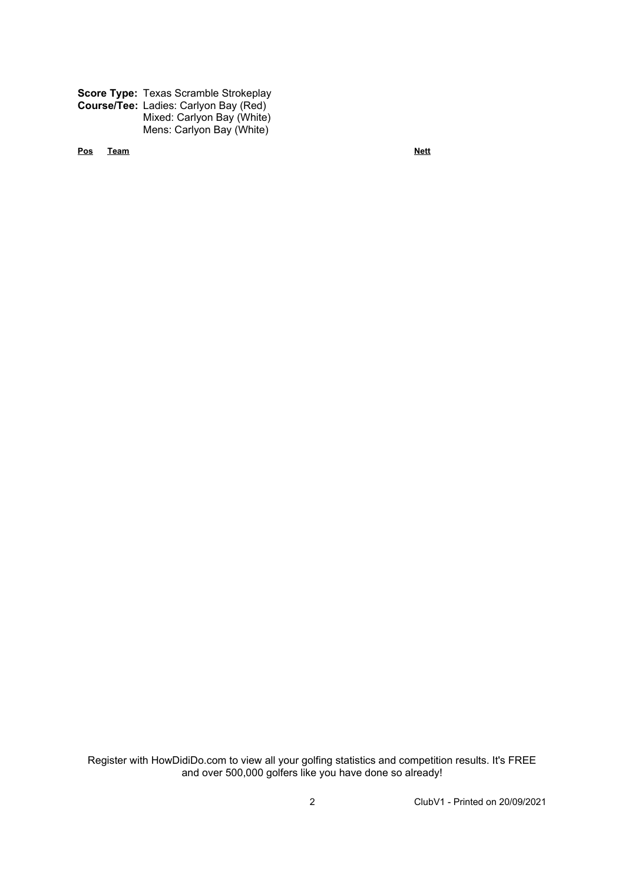**Score Type:** Texas Scramble Strokeplay
**Course/Tee:** Ladies: Carlyon Bay (Red)
Mixed: Carlyon Bay (White)
Mens: Carlyon Bay (White)

| Pos | Team | Nett |
|---|---|---|

Register with HowDidiDo.com to view all your golfing statistics and competition results. It's FREE and over 500,000 golfers like you have done so already!

ClubV1 - Printed on 20/09/2021